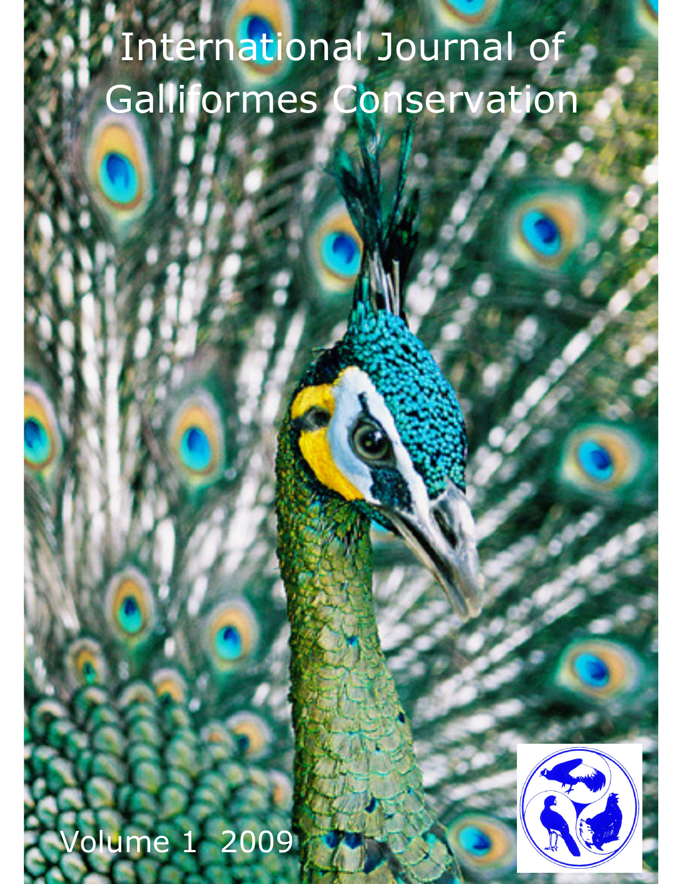# International Journal of Galliformes Conservation

Volume 1 2009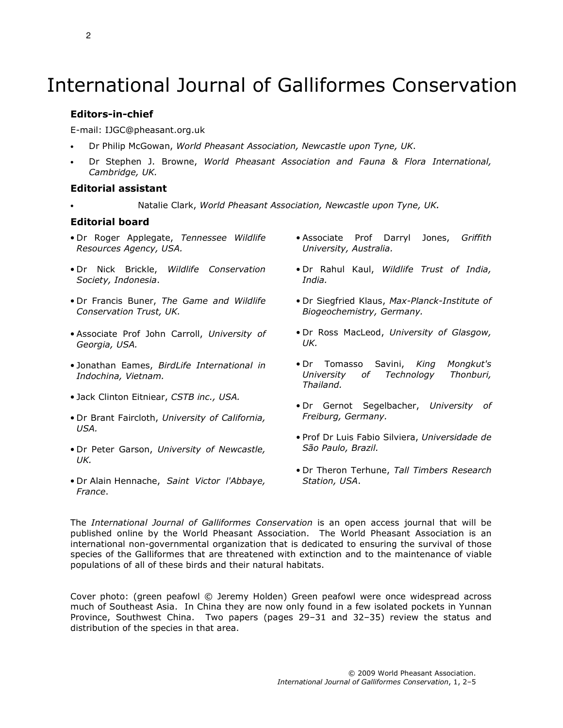# International Journal of Galliformes Conservation

### Editors-in-chief

E-mail: IJGC@pheasant.org.uk

- Dr Philip McGowan, *World Pheasant Association, Newcastle upon Tyne, UK*.
- Dr Stephen J. Browne, *World Pheasant Association and Fauna & Flora International, Cambridge, UK.*

### Editorial assistant

- Natalie Clark, *World Pheasant Association, Newcastle upon Tyne, UK.*

### Editorial board

- Dr Roger Applegate, *Tennessee Wildlife Resources Agency, USA.*
- Dr Nick Brickle, *Wildlife Conservation Society, Indonesia*.
- Dr Francis Buner, *The Game and Wildlife Conservation Trust, UK.*
- Associate Prof John Carroll, *University of Georgia, USA.*
- Jonathan Eames, *BirdLife International in Indochina, Vietnam.*
- Jack Clinton Eitniear, *CSTB inc., USA.*
- Dr Brant Faircloth, *University of California, USA.*
- Dr Peter Garson, *University of Newcastle, UK.*
- Dr Alain Hennache, *Saint Victor l'Abbaye, France*.
- Associate Prof Darryl Jones, *Griffith University, Australia.*
- Dr Rahul Kaul, *Wildlife Trust of India, India.*
- Dr Siegfried Klaus, *Max-Planck-Institute of Biogeochemistry, Germany.*
- Dr Ross MacLeod, *University of Glasgow, UK.*
- Dr Tomasso Savini, *King Mongkut's University of Technology Thonburi, Thailand.*
- Dr Gernot Segelbacher, *University of Freiburg, Germany.*
- Prof Dr Luis Fabio Silviera, *Universidade de São Paulo, Brazil.*
- Dr Theron Terhune, *Tall Timbers Research Station, USA*.

The *International Journal of Galliformes Conservation* is an open access journal that will be published online by the World Pheasant Association. The World Pheasant Association is an international non-governmental organization that is dedicated to ensuring the survival of those species of the Galliformes that are threatened with extinction and to the maintenance of viable populations of all of these birds and their natural habitats.

Cover photo: (green peafowl © Jeremy Holden) Green peafowl were once widespread across much of Southeast Asia. In China they are now only found in a few isolated pockets in Yunnan Province, Southwest China. Two papers (pages 29–31 and 32–35) review the status and distribution of the species in that area.

© 2009 World Pheasant Association.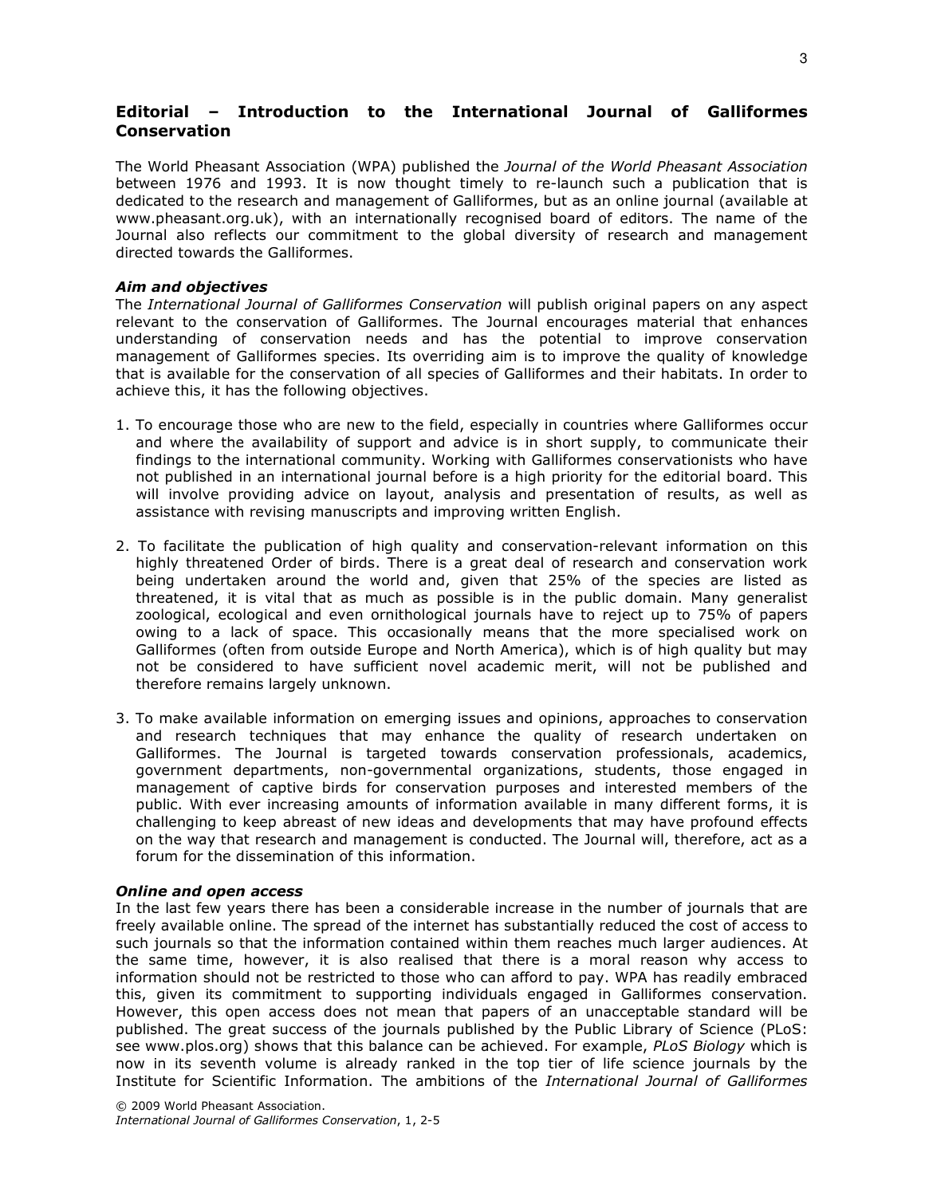## Editorial – Introduction to the International Journal of Galliformes Conservation

The World Pheasant Association (WPA) published the *Journal of the World Pheasant Association* between 1976 and 1993. It is now thought timely to re-launch such a publication that is dedicated to the research and management of Galliformes, but as an online journal (available at www.pheasant.org.uk), with an internationally recognised board of editors. The name of the Journal also reflects our commitment to the global diversity of research and management directed towards the Galliformes.

### *Aim and objectives*

The *International Journal of Galliformes Conservation* will publish original papers on any aspect relevant to the conservation of Galliformes. The Journal encourages material that enhances understanding of conservation needs and has the potential to improve conservation management of Galliformes species. Its overriding aim is to improve the quality of knowledge that is available for the conservation of all species of Galliformes and their habitats. In order to achieve this, it has the following objectives.

1. To encourage those who are new to the field, especially in countries where Galliformes occur and where the availability of support and advice is in short supply, to communicate their findings to the international community. Working with Galliformes conservationists who have not published in an international journal before is a high priority for the editorial board. This will involve providing advice on layout, analysis and presentation of results, as well as assistance with revising manuscripts and improving written English.

2. To facilitate the publication of high quality and conservation-relevant information on this highly threatened Order of birds. There is a great deal of research and conservation work being undertaken around the world and, given that 25% of the species are listed as threatened, it is vital that as much as possible is in the public domain. Many generalist zoological, ecological and even ornithological journals have to reject up to 75% of papers owing to a lack of space. This occasionally means that the more specialised work on Galliformes (often from outside Europe and North America), which is of high quality but may not be considered to have sufficient novel academic merit, will not be published and therefore remains largely unknown.

3. To make available information on emerging issues and opinions, approaches to conservation and research techniques that may enhance the quality of research undertaken on Galliformes. The Journal is targeted towards conservation professionals, academics, government departments, non-governmental organizations, students, those engaged in management of captive birds for conservation purposes and interested members of the public. With ever increasing amounts of information available in many different forms, it is challenging to keep abreast of new ideas and developments that may have profound effects on the way that research and management is conducted. The Journal will, therefore, act as a forum for the dissemination of this information.

### *Online and open access*

In the last few years there has been a considerable increase in the number of journals that are freely available online. The spread of the internet has substantially reduced the cost of access to such journals so that the information contained within them reaches much larger audiences. At the same time, however, it is also realised that there is a moral reason why access to information should not be restricted to those who can afford to pay. WPA has readily embraced this, given its commitment to supporting individuals engaged in Galliformes conservation. However, this open access does not mean that papers of an unacceptable standard will be published. The great success of the journals published by the Public Library of Science (PLoS: see www.plos.org) shows that this balance can be achieved. For example, *PLoS Biology* which is now in its seventh volume is already ranked in the top tier of life science journals by the Institute for Scientific Information. The ambitions of the *International Journal of Galliformes*

© 2009 World Pheasant Association.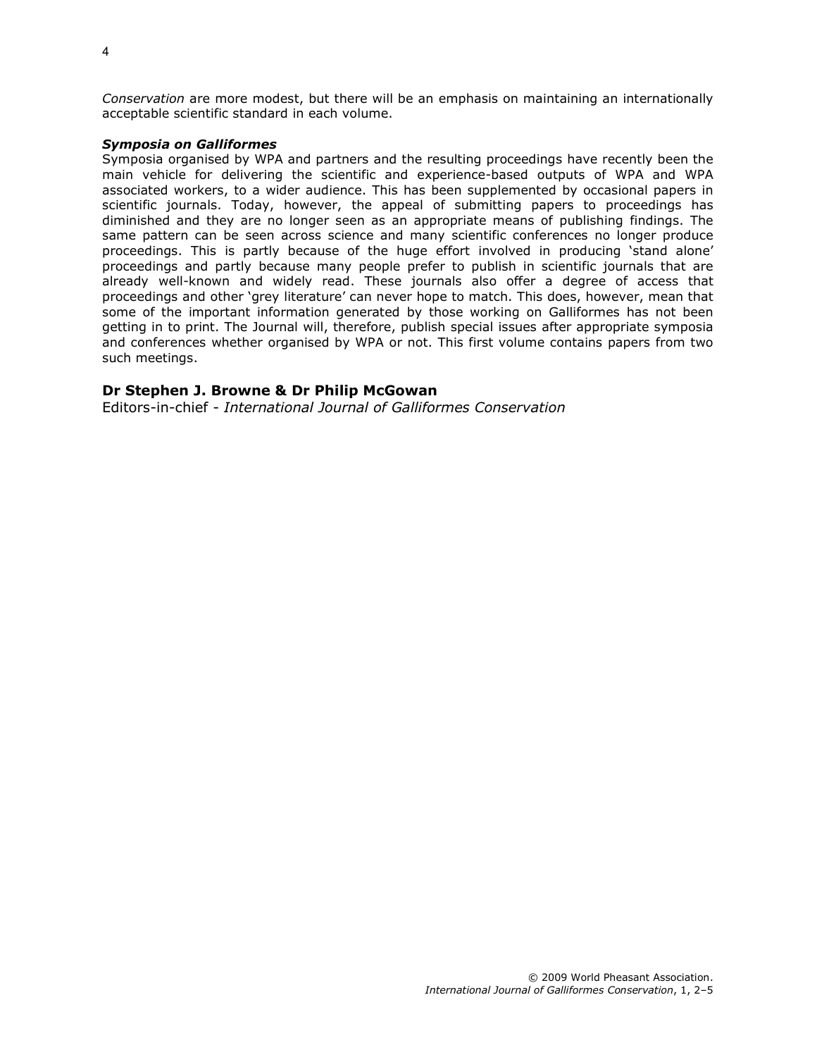*Conservation* are more modest, but there will be an emphasis on maintaining an internationally acceptable scientific standard in each volume.

***Symposia on Galliformes***

Symposia organised by WPA and partners and the resulting proceedings have recently been the main vehicle for delivering the scientific and experience-based outputs of WPA and WPA associated workers, to a wider audience. This has been supplemented by occasional papers in scientific journals. Today, however, the appeal of submitting papers to proceedings has diminished and they are no longer seen as an appropriate means of publishing findings. The same pattern can be seen across science and many scientific conferences no longer produce proceedings. This is partly because of the huge effort involved in producing 'stand alone' proceedings and partly because many people prefer to publish in scientific journals that are already well-known and widely read. These journals also offer a degree of access that proceedings and other 'grey literature' can never hope to match. This does, however, mean that some of the important information generated by those working on Galliformes has not been getting in to print. The Journal will, therefore, publish special issues after appropriate symposia and conferences whether organised by WPA or not. This first volume contains papers from two such meetings.

**Dr Stephen J. Browne & Dr Philip McGowan**

Editors-in-chief - *International Journal of Galliformes Conservation*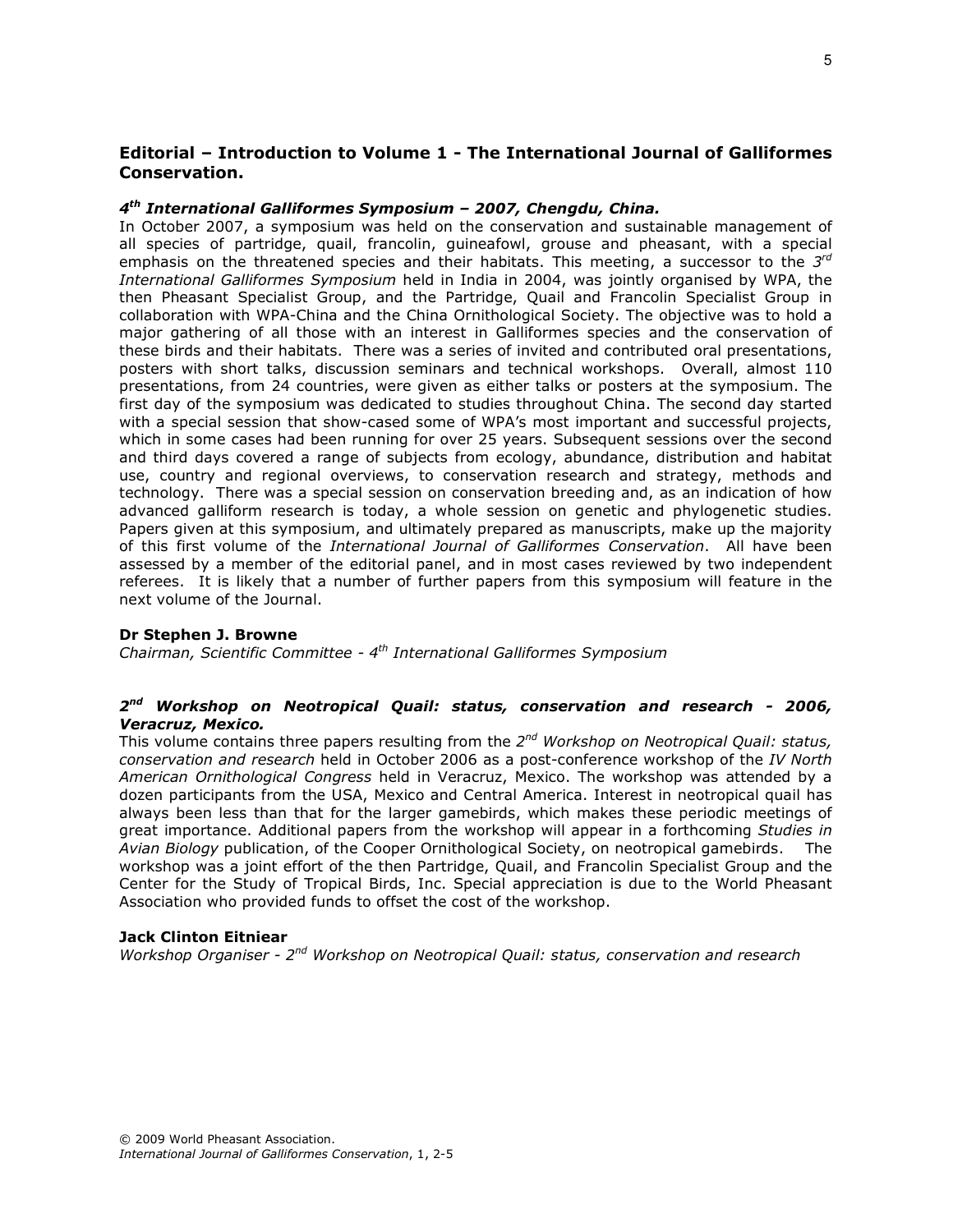## Editorial – Introduction to Volume 1 - The International Journal of Galliformes Conservation.

### *4th International Galliformes Symposium – 2007, Chengdu, China.*

In October 2007, a symposium was held on the conservation and sustainable management of all species of partridge, quail, francolin, guineafowl, grouse and pheasant, with a special emphasis on the threatened species and their habitats. This meeting, a successor to the *3rd International Galliformes Symposium* held in India in 2004, was jointly organised by WPA, the then Pheasant Specialist Group, and the Partridge, Quail and Francolin Specialist Group in collaboration with WPA-China and the China Ornithological Society. The objective was to hold a major gathering of all those with an interest in Galliformes species and the conservation of these birds and their habitats. There was a series of invited and contributed oral presentations, posters with short talks, discussion seminars and technical workshops. Overall, almost 110 presentations, from 24 countries, were given as either talks or posters at the symposium. The first day of the symposium was dedicated to studies throughout China. The second day started with a special session that show-cased some of WPA's most important and successful projects, which in some cases had been running for over 25 years. Subsequent sessions over the second and third days covered a range of subjects from ecology, abundance, distribution and habitat use, country and regional overviews, to conservation research and strategy, methods and technology. There was a special session on conservation breeding and, as an indication of how advanced galliform research is today, a whole session on genetic and phylogenetic studies. Papers given at this symposium, and ultimately prepared as manuscripts, make up the majority of this first volume of the *International Journal of Galliformes Conservation*. All have been assessed by a member of the editorial panel, and in most cases reviewed by two independent referees. It is likely that a number of further papers from this symposium will feature in the next volume of the Journal.

**Dr Stephen J. Browne**
*Chairman, Scientific Committee - 4th International Galliformes Symposium*

### *2nd Workshop on Neotropical Quail: status, conservation and research - 2006, Veracruz, Mexico.*

This volume contains three papers resulting from the *2nd Workshop on Neotropical Quail: status, conservation and research* held in October 2006 as a post-conference workshop of the *IV North American Ornithological Congress* held in Veracruz, Mexico. The workshop was attended by a dozen participants from the USA, Mexico and Central America. Interest in neotropical quail has always been less than that for the larger gamebirds, which makes these periodic meetings of great importance. Additional papers from the workshop will appear in a forthcoming *Studies in Avian Biology* publication, of the Cooper Ornithological Society, on neotropical gamebirds. The workshop was a joint effort of the then Partridge, Quail, and Francolin Specialist Group and the Center for the Study of Tropical Birds, Inc. Special appreciation is due to the World Pheasant Association who provided funds to offset the cost of the workshop.

**Jack Clinton Eitniear**
*Workshop Organiser - 2nd Workshop on Neotropical Quail: status, conservation and research*

© 2009 World Pheasant Association.